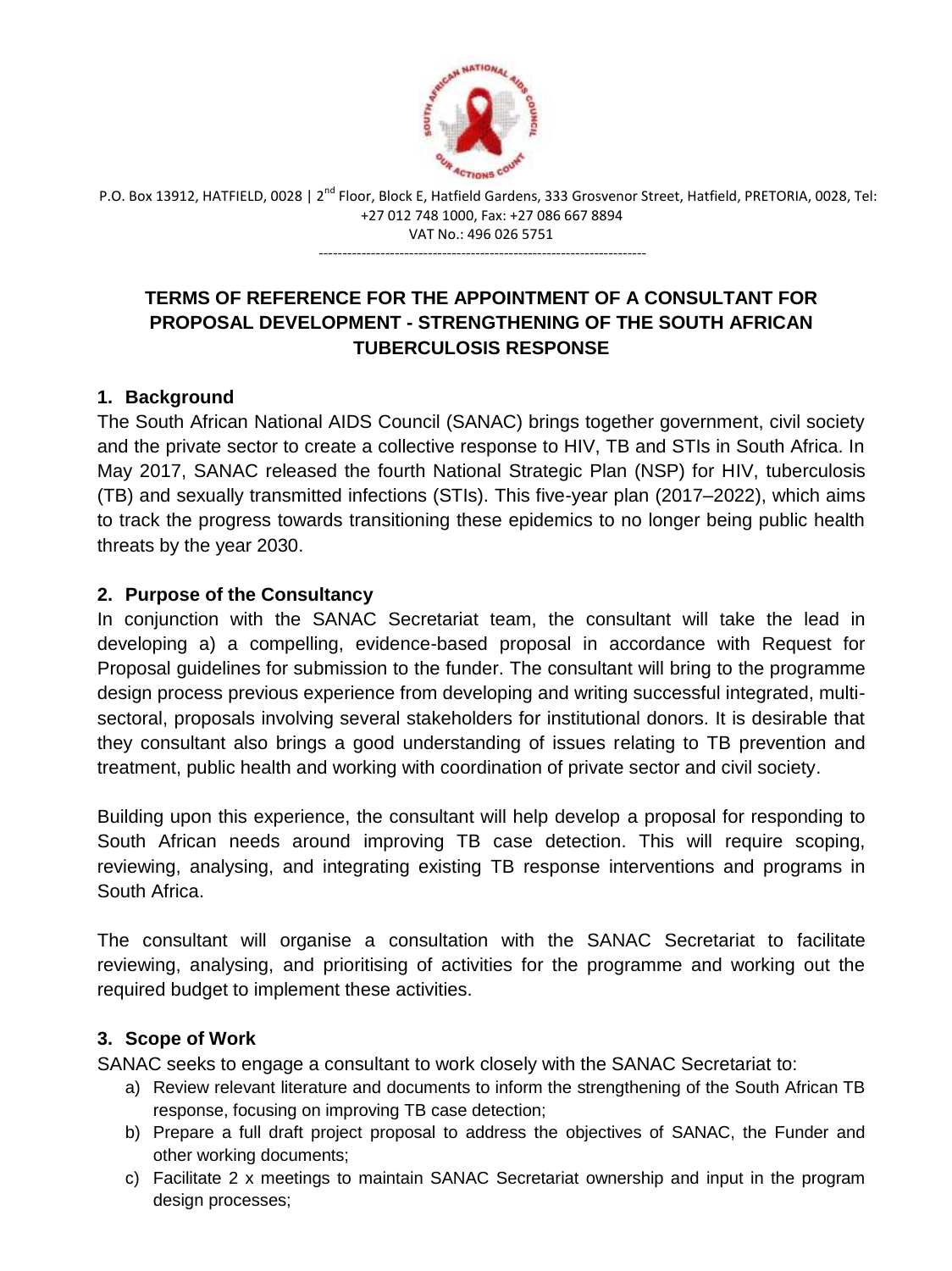P.O. Box 13912, HATFIELD, 0028 | 2nd Floor, Block E, Hatfield Gardens, 333 Grosvenor Street, Hatfield, PRETORIA, 0028, Tel: +27 012 748 1000, Fax: +27 086 667 8894
VAT No.: 496 026 5751

---

# TERMS OF REFERENCE FOR THE APPOINTMENT OF A CONSULTANT FOR PROPOSAL DEVELOPMENT - STRENGTHENING OF THE SOUTH AFRICAN TUBERCULOSIS RESPONSE

## 1. Background

The South African National AIDS Council (SANAC) brings together government, civil society and the private sector to create a collective response to HIV, TB and STIs in South Africa. In May 2017, SANAC released the fourth National Strategic Plan (NSP) for HIV, tuberculosis (TB) and sexually transmitted infections (STIs). This five-year plan (2017–2022), which aims to track the progress towards transitioning these epidemics to no longer being public health threats by the year 2030.

## 2. Purpose of the Consultancy

In conjunction with the SANAC Secretariat team, the consultant will take the lead in developing a) a compelling, evidence-based proposal in accordance with Request for Proposal guidelines for submission to the funder. The consultant will bring to the programme design process previous experience from developing and writing successful integrated, multi-sectoral, proposals involving several stakeholders for institutional donors. It is desirable that they consultant also brings a good understanding of issues relating to TB prevention and treatment, public health and working with coordination of private sector and civil society.

Building upon this experience, the consultant will help develop a proposal for responding to South African needs around improving TB case detection. This will require scoping, reviewing, analysing, and integrating existing TB response interventions and programs in South Africa.

The consultant will organise a consultation with the SANAC Secretariat to facilitate reviewing, analysing, and prioritising of activities for the programme and working out the required budget to implement these activities.

## 3. Scope of Work

SANAC seeks to engage a consultant to work closely with the SANAC Secretariat to:

a) Review relevant literature and documents to inform the strengthening of the South African TB response, focusing on improving TB case detection;
b) Prepare a full draft project proposal to address the objectives of SANAC, the Funder and other working documents;
c) Facilitate 2 x meetings to maintain SANAC Secretariat ownership and input in the program design processes;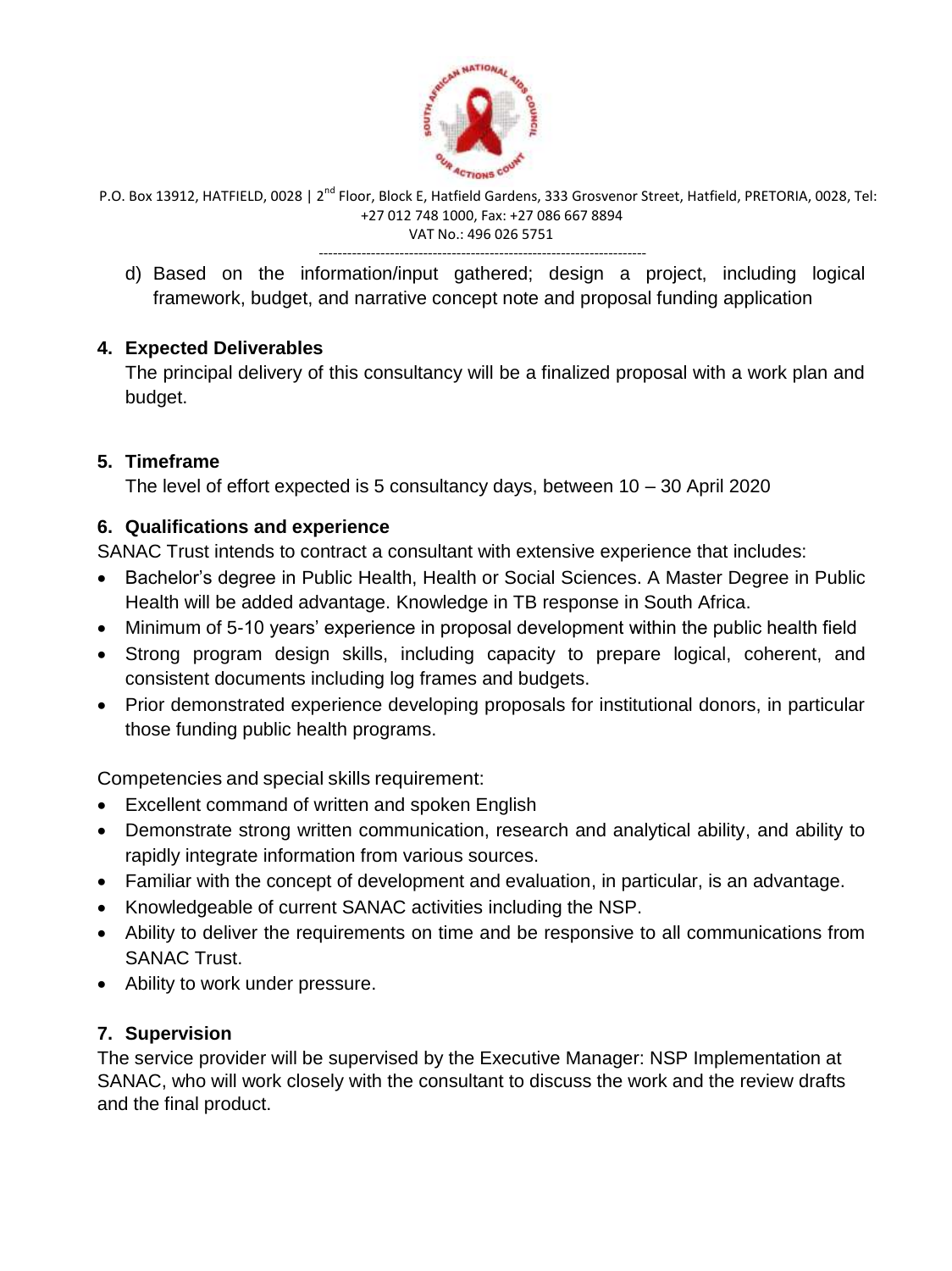d) Based on the information/input gathered; design a project, including logical framework, budget, and narrative concept note and proposal funding application

## 4. Expected Deliverables

The principal delivery of this consultancy will be a finalized proposal with a work plan and budget.

## 5. Timeframe

The level of effort expected is 5 consultancy days, between 10 – 30 April 2020

## 6. Qualifications and experience

SANAC Trust intends to contract a consultant with extensive experience that includes:

- Bachelor's degree in Public Health, Health or Social Sciences. A Master Degree in Public Health will be added advantage. Knowledge in TB response in South Africa.
- Minimum of 5-10 years' experience in proposal development within the public health field
- Strong program design skills, including capacity to prepare logical, coherent, and consistent documents including log frames and budgets.
- Prior demonstrated experience developing proposals for institutional donors, in particular those funding public health programs.

Competencies and special skills requirement:

- Excellent command of written and spoken English
- Demonstrate strong written communication, research and analytical ability, and ability to rapidly integrate information from various sources.
- Familiar with the concept of development and evaluation, in particular, is an advantage.
- Knowledgeable of current SANAC activities including the NSP.
- Ability to deliver the requirements on time and be responsive to all communications from SANAC Trust.
- Ability to work under pressure.

## 7. Supervision

The service provider will be supervised by the Executive Manager: NSP Implementation at SANAC, who will work closely with the consultant to discuss the work and the review drafts and the final product.